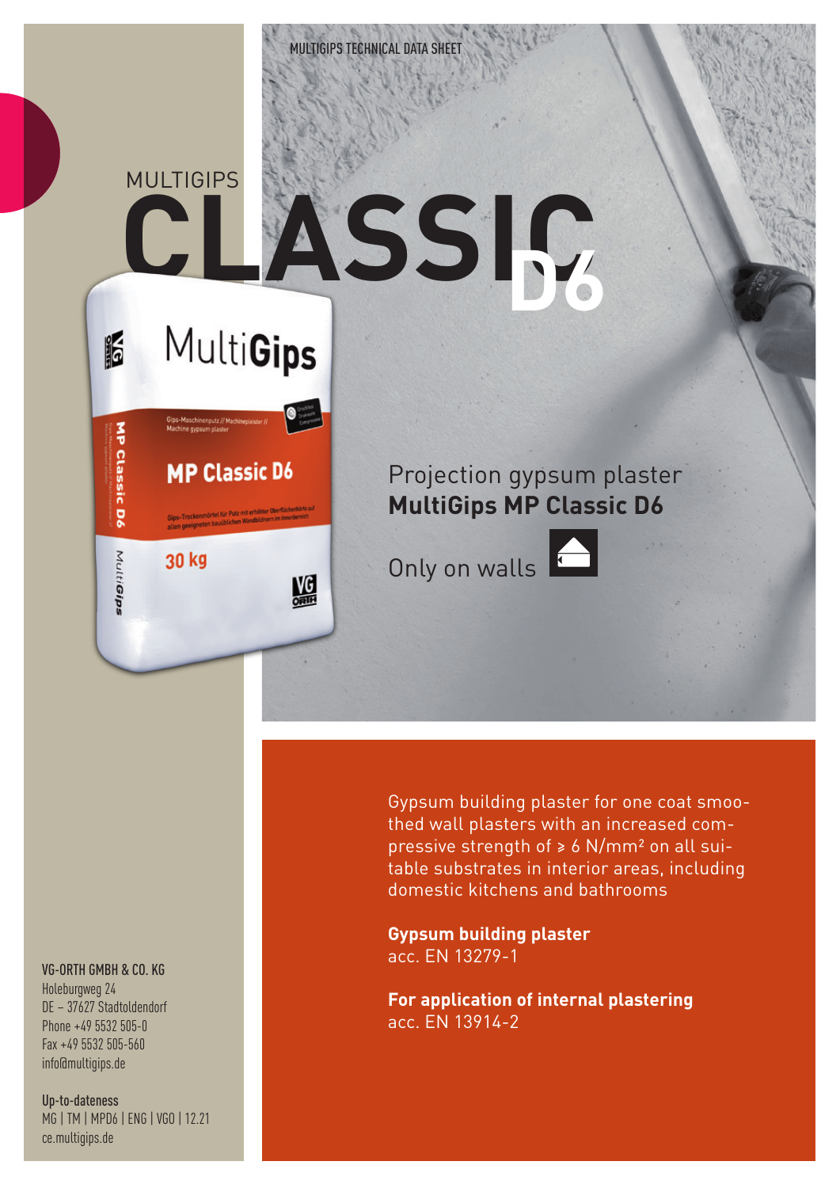MULTIGIPS TECHNICAL DATA SHEET

MULTIGIPS

# CLASSIC D6

Projection gypsum plaster
**MultiGips MP Classic D6**

Only on walls

Gypsum building plaster for one coat smoothed wall plasters with an increased compressive strength of ≥ 6 N/mm² on all suitable substrates in interior areas, including domestic kitchens and bathrooms

**Gypsum building plaster**
acc. EN 13279-1

**For application of internal plastering**
acc. EN 13914-2

VG-ORTH GMBH & CO. KG
Holeburgweg 24
DE – 37627 Stadtoldendorf
Phone +49 5532 505-0
Fax +49 5532 505-560
info@multigips.de

Up-to-dateness
MG | TM | MPD6 | ENG | VGO | 12.21
ce.multigips.de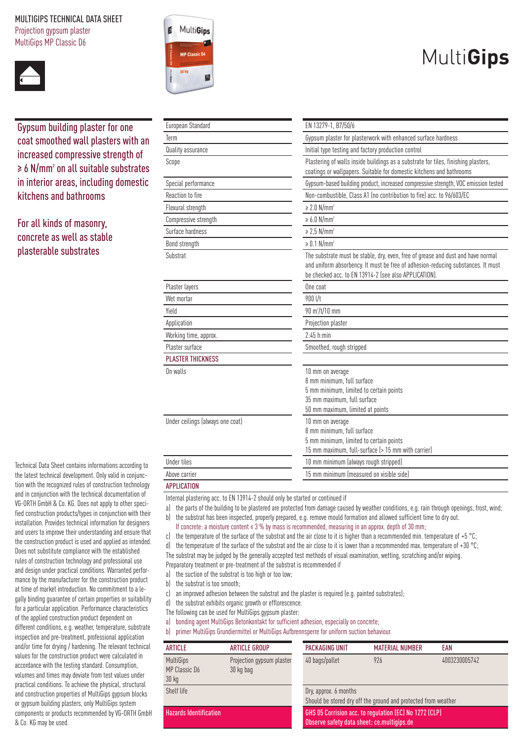MULTIGIPS TECHNICAL DATA SHEET
Projection gypsum plaster
MultiGips MP Classic D6

MultiGips

## Gypsum building plaster for one coat smoothed wall plasters with an increased compressive strength of ⩾ 6 N/mm² on all suitable substrates in interior areas, including domestic kitchens and bathrooms

## For all kinds of masonry, concrete as well as stable plasterable substrates

| | |
|---|---|
| European Standard | EN 13279-1, B7/50/6 |
| Term | Gypsum plaster for plasterwork with enhanced surface hardness |
| Quality assurance | Initial type testing and factory production control |
| Scope | Plastering of walls inside buildings as a substrate for tiles, finishing plasters, coatings or wallpapers. Suitable for domestic kitchens and bathrooms |
| Special performance | Gypsum-based building product, increased compressive strength, VOC emission tested |
| Reaction to fire | Non-combustible, Class A1 (no contribution to fire) acc. to 96/603/EC |
| Flexural strength | ⩾ 2.0 N/mm² |
| Compressive strength | ⩾ 6.0 N/mm² |
| Surface hardness | ⩾ 2,5 N/mm² |
| Bond strength | ⩾ 0.1 N/mm² |
| Substrat | The substrate must be stable, dry, even, free of grease and dust and have normal and uniform absorbency. It must be free of adhesion-reducing substances. It must be checked acc. to EN 13914-2 (see also APPLICATION). |
| Plaster layers | One coat |
| Wet mortar | 900 l/t |
| Yield | 90 m²/t/10 mm |
| Application | Projection plaster |
| Working time, approx. | 2:45 h:min |
| Plaster surface | Smoothed, rough stripped |
| **PLASTER THICKNESS** | |
| On walls | 10 mm on average<br>8 mm minimum, full surface<br>5 mm minimum, limited to certain points<br>35 mm maximum, full surface<br>50 mm maximum, limited at points |
| Under ceilings (always one coat) | 10 mm on average<br>8 mm minimum, full surface<br>5 mm minimum, limited to certain points<br>15 mm maximum, full-surface (> 15 mm with carrier) |
| Under tiles | 10 mm minimum (always rough stripped) |
| Above carrier | 15 mm minimum (measured on visible side) |

### APPLICATION

Internal plastering acc. to EN 13914-2 should only be started or continued if

a) the parts of the building to be plastered are protected from damage caused by weather conditions, e.g. rain through openings, frost, wind;
b) the substrate has been inspected, properly prepared, e.g. remove mould formation and allowed sufficient time to dry out.
If concrete: a moisture content ⩽ 3 % by mass is recommended, measuring in an approx. depth of 30 mm;
c) the temperature of the surface of the substrat and the air close to it is higher than a recommended min. temperature of +5 °C;
d) the temperature of the surface of the substrat and the air close to it is lower than a recommended max. temperature of +30 °C;

The substrat may be judged by the generally accepted test methods of visual examination, wetting, scratching and/or wiping.

Preparatory treatment or pre-treatment of the substrat is recommended if

a) the suction of the substrat is too high or too low;
b) the substrat is too smooth;
c) an improved adhesion between the substrat and the plaster is required (e.g. painted substrates);
d) the substrat exhibits organic growth or efflorescence.

The following can be used for MultiGips gypsum plaster:

a) bonding agent MultiGips Betonkontakt for sufficient adhesion, especially on concrete;
b) primer MultiGips Grundiermittel or MultiGips Aufbrennsperre for uniform suction behaviour.

| ARTICLE | ARTICLE GROUP | PACKAGING UNIT | MATERIAL NUMBER | EAN |
|---|---|---|---|---|
| MultiGips MP Classic D6 30 kg | Projection gypsum plaster 30 kg bag | 40 bags/pallet | 926 | 4003230005742 |
| Shelf life | | Dry, approx. 6 months<br>Should be stored dry off the ground and protected from weather | | |
| Hazards Identification | | GHS 05 Corrision acc. to regulation (EC) No 1272 (CLP)<br>Observe safety data sheet: ce.multigips.de | | |

Technical Data Sheet contains informations according to the latest technical development. Only valid in conjunction with the recognized rules of construction technology and in conjunction with the technical documentation of VG-ORTH GmbH & Co. KG. Does not apply to other specified construction products/types in conjunction with their installation. Provides technical information for designers and users to improve their understanding and ensure that the construction product is used and applied as intended. Does not substitute compliance with the established rules of construction technology and professional use and design under practical conditions. Warranted performance by the manufacturer for the construction product at time of market introduction. No commitment to a legally binding guarantee of certain properties or suitability for a particular application. Performance characteristics of the applied construction product dependent on different conditions, e.g. weather, temperature, substrate inspection and pre-treatment, professional application and/or time for drying / hardening. The relevant technical values for the construction product were calculated in accordance with the testing standard. Consumption, volumes and times may deviate from test values under practical conditions. To achieve the physical, structural and construction properties of MultiGips gypsum blocks or gypsum building plasters, only MultiGips system components or products recommended by VG-ORTH GmbH & Co. KG may be used.